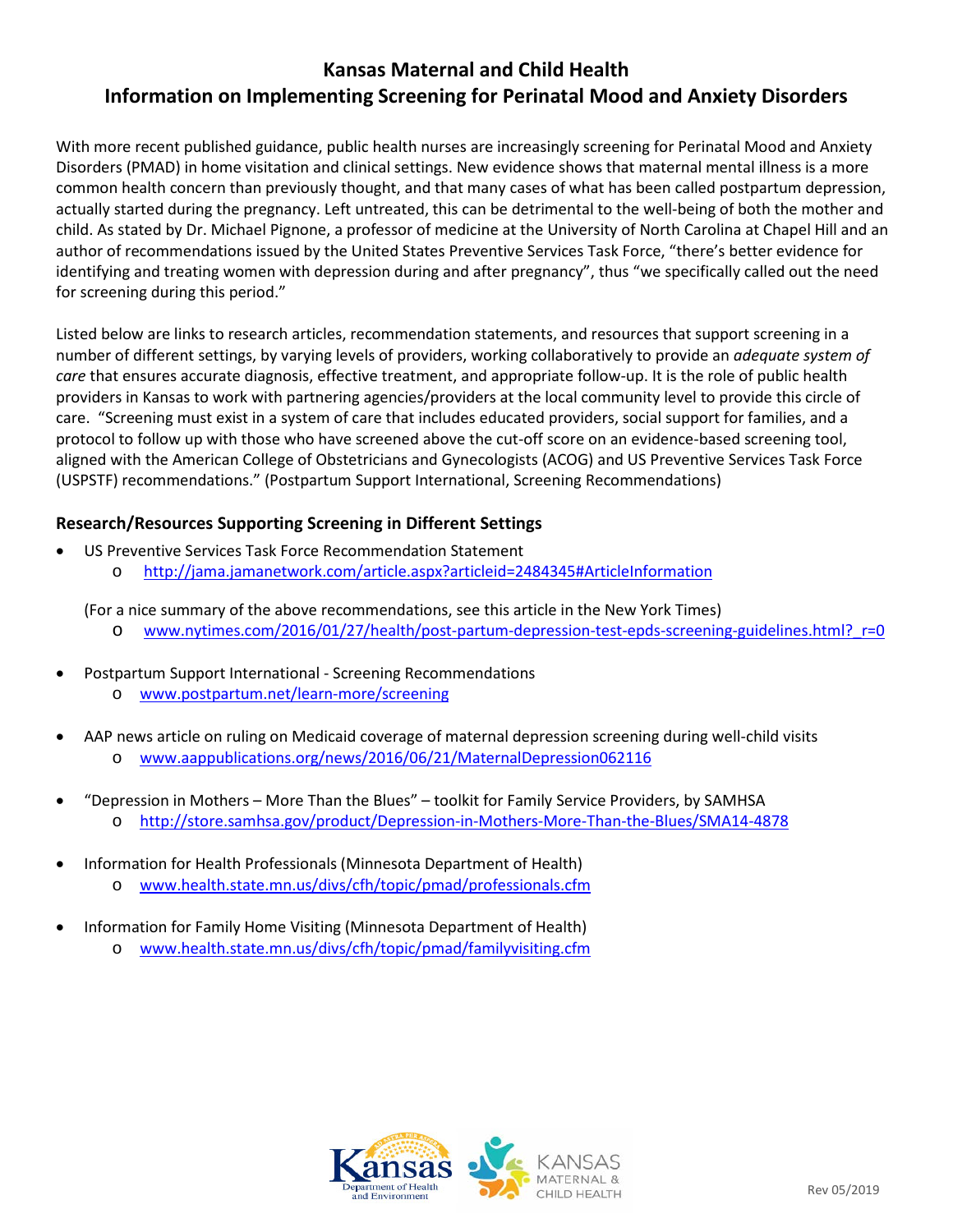# Kansas Maternal and Child Health
## Information on Implementing Screening for Perinatal Mood and Anxiety Disorders

With more recent published guidance, public health nurses are increasingly screening for Perinatal Mood and Anxiety Disorders (PMAD) in home visitation and clinical settings. New evidence shows that maternal mental illness is a more common health concern than previously thought, and that many cases of what has been called postpartum depression, actually started during the pregnancy. Left untreated, this can be detrimental to the well-being of both the mother and child. As stated by Dr. Michael Pignone, a professor of medicine at the University of North Carolina at Chapel Hill and an author of recommendations issued by the United States Preventive Services Task Force, "there's better evidence for identifying and treating women with depression during and after pregnancy", thus "we specifically called out the need for screening during this period."

Listed below are links to research articles, recommendation statements, and resources that support screening in a number of different settings, by varying levels of providers, working collaboratively to provide an *adequate system of care* that ensures accurate diagnosis, effective treatment, and appropriate follow-up. It is the role of public health providers in Kansas to work with partnering agencies/providers at the local community level to provide this circle of care. "Screening must exist in a system of care that includes educated providers, social support for families, and a protocol to follow up with those who have screened above the cut-off score on an evidence-based screening tool, aligned with the American College of Obstetricians and Gynecologists (ACOG) and US Preventive Services Task Force (USPSTF) recommendations." (Postpartum Support International, Screening Recommendations)

### Research/Resources Supporting Screening in Different Settings

- US Preventive Services Task Force Recommendation Statement
  - http://jama.jamanetwork.com/article.aspx?articleid=2484345#ArticleInformation

  (For a nice summary of the above recommendations, see this article in the New York Times)
  - www.nytimes.com/2016/01/27/health/post-partum-depression-test-epds-screening-guidelines.html?_r=0

- Postpartum Support International - Screening Recommendations
  - www.postpartum.net/learn-more/screening

- AAP news article on ruling on Medicaid coverage of maternal depression screening during well-child visits
  - www.aappublications.org/news/2016/06/21/MaternalDepression062116

- "Depression in Mothers – More Than the Blues" – toolkit for Family Service Providers, by SAMHSA
  - http://store.samhsa.gov/product/Depression-in-Mothers-More-Than-the-Blues/SMA14-4878

- Information for Health Professionals (Minnesota Department of Health)
  - www.health.state.mn.us/divs/cfh/topic/pmad/professionals.cfm

- Information for Family Home Visiting (Minnesota Department of Health)
  - www.health.state.mn.us/divs/cfh/topic/pmad/familyvisiting.cfm

Rev 05/2019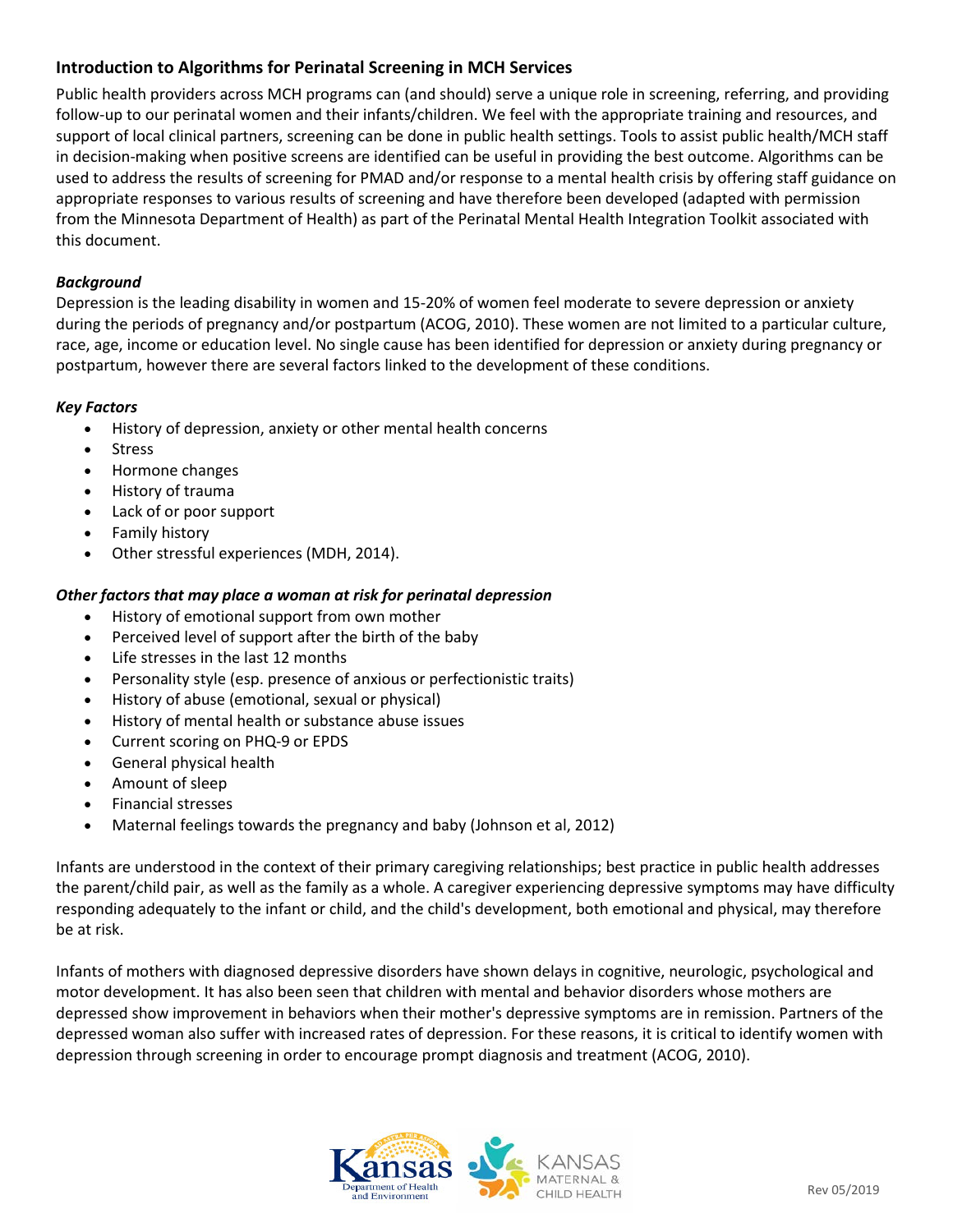## Introduction to Algorithms for Perinatal Screening in MCH Services

Public health providers across MCH programs can (and should) serve a unique role in screening, referring, and providing follow-up to our perinatal women and their infants/children. We feel with the appropriate training and resources, and support of local clinical partners, screening can be done in public health settings. Tools to assist public health/MCH staff in decision-making when positive screens are identified can be useful in providing the best outcome. Algorithms can be used to address the results of screening for PMAD and/or response to a mental health crisis by offering staff guidance on appropriate responses to various results of screening and have therefore been developed (adapted with permission from the Minnesota Department of Health) as part of the Perinatal Mental Health Integration Toolkit associated with this document.

### *Background*

Depression is the leading disability in women and 15-20% of women feel moderate to severe depression or anxiety during the periods of pregnancy and/or postpartum (ACOG, 2010). These women are not limited to a particular culture, race, age, income or education level. No single cause has been identified for depression or anxiety during pregnancy or postpartum, however there are several factors linked to the development of these conditions.

### *Key Factors*

- History of depression, anxiety or other mental health concerns
- Stress
- Hormone changes
- History of trauma
- Lack of or poor support
- Family history
- Other stressful experiences (MDH, 2014).

### *Other factors that may place a woman at risk for perinatal depression*

- History of emotional support from own mother
- Perceived level of support after the birth of the baby
- Life stresses in the last 12 months
- Personality style (esp. presence of anxious or perfectionistic traits)
- History of abuse (emotional, sexual or physical)
- History of mental health or substance abuse issues
- Current scoring on PHQ-9 or EPDS
- General physical health
- Amount of sleep
- Financial stresses
- Maternal feelings towards the pregnancy and baby (Johnson et al, 2012)

Infants are understood in the context of their primary caregiving relationships; best practice in public health addresses the parent/child pair, as well as the family as a whole. A caregiver experiencing depressive symptoms may have difficulty responding adequately to the infant or child, and the child's development, both emotional and physical, may therefore be at risk.

Infants of mothers with diagnosed depressive disorders have shown delays in cognitive, neurologic, psychological and motor development. It has also been seen that children with mental and behavior disorders whose mothers are depressed show improvement in behaviors when their mother's depressive symptoms are in remission. Partners of the depressed woman also suffer with increased rates of depression. For these reasons, it is critical to identify women with depression through screening in order to encourage prompt diagnosis and treatment (ACOG, 2010).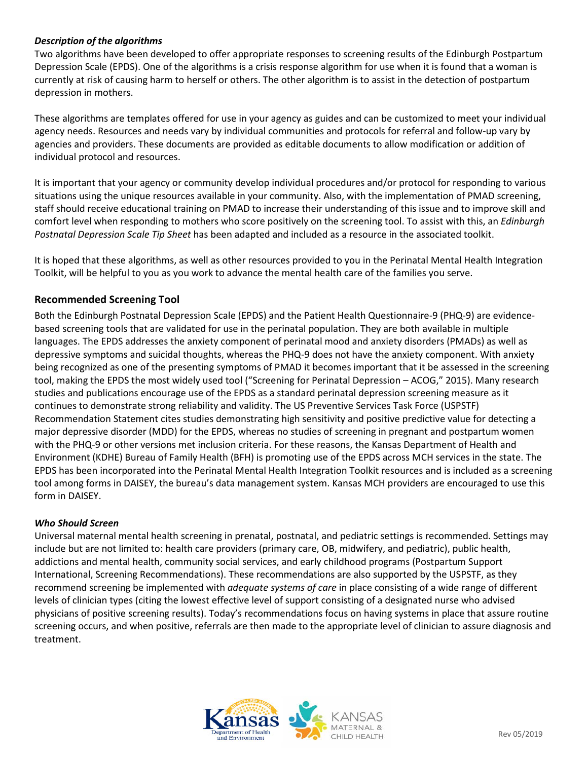***Description of the algorithms***

Two algorithms have been developed to offer appropriate responses to screening results of the Edinburgh Postpartum Depression Scale (EPDS). One of the algorithms is a crisis response algorithm for use when it is found that a woman is currently at risk of causing harm to herself or others. The other algorithm is to assist in the detection of postpartum depression in mothers.

These algorithms are templates offered for use in your agency as guides and can be customized to meet your individual agency needs. Resources and needs vary by individual communities and protocols for referral and follow-up vary by agencies and providers. These documents are provided as editable documents to allow modification or addition of individual protocol and resources.

It is important that your agency or community develop individual procedures and/or protocol for responding to various situations using the unique resources available in your community. Also, with the implementation of PMAD screening, staff should receive educational training on PMAD to increase their understanding of this issue and to improve skill and comfort level when responding to mothers who score positively on the screening tool. To assist with this, an *Edinburgh Postnatal Depression Scale Tip Sheet* has been adapted and included as a resource in the associated toolkit.

It is hoped that these algorithms, as well as other resources provided to you in the Perinatal Mental Health Integration Toolkit, will be helpful to you as you work to advance the mental health care of the families you serve.

## Recommended Screening Tool

Both the Edinburgh Postnatal Depression Scale (EPDS) and the Patient Health Questionnaire-9 (PHQ-9) are evidence-based screening tools that are validated for use in the perinatal population. They are both available in multiple languages. The EPDS addresses the anxiety component of perinatal mood and anxiety disorders (PMADs) as well as depressive symptoms and suicidal thoughts, whereas the PHQ-9 does not have the anxiety component. With anxiety being recognized as one of the presenting symptoms of PMAD it becomes important that it be assessed in the screening tool, making the EPDS the most widely used tool ("Screening for Perinatal Depression – ACOG," 2015). Many research studies and publications encourage use of the EPDS as a standard perinatal depression screening measure as it continues to demonstrate strong reliability and validity. The US Preventive Services Task Force (USPSTF) Recommendation Statement cites studies demonstrating high sensitivity and positive predictive value for detecting a major depressive disorder (MDD) for the EPDS, whereas no studies of screening in pregnant and postpartum women with the PHQ-9 or other versions met inclusion criteria. For these reasons, the Kansas Department of Health and Environment (KDHE) Bureau of Family Health (BFH) is promoting use of the EPDS across MCH services in the state. The EPDS has been incorporated into the Perinatal Mental Health Integration Toolkit resources and is included as a screening tool among forms in DAISEY, the bureau's data management system. Kansas MCH providers are encouraged to use this form in DAISEY.

***Who Should Screen***

Universal maternal mental health screening in prenatal, postnatal, and pediatric settings is recommended. Settings may include but are not limited to: health care providers (primary care, OB, midwifery, and pediatric), public health, addictions and mental health, community social services, and early childhood programs (Postpartum Support International, Screening Recommendations). These recommendations are also supported by the USPSTF, as they recommend screening be implemented with *adequate systems of care* in place consisting of a wide range of different levels of clinician types (citing the lowest effective level of support consisting of a designated nurse who advised physicians of positive screening results). Today's recommendations focus on having systems in place that assure routine screening occurs, and when positive, referrals are then made to the appropriate level of clinician to assure diagnosis and treatment.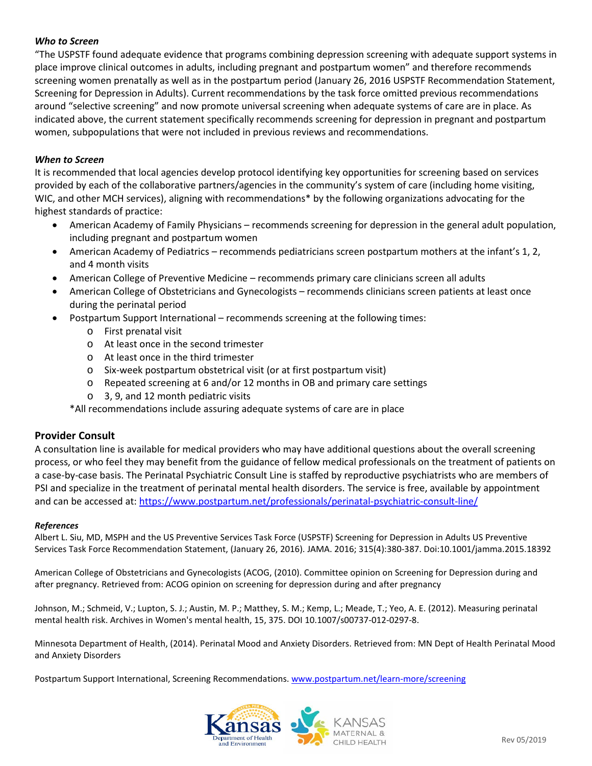***Who to Screen***

"The USPSTF found adequate evidence that programs combining depression screening with adequate support systems in place improve clinical outcomes in adults, including pregnant and postpartum women" and therefore recommends screening women prenatally as well as in the postpartum period (January 26, 2016 USPSTF Recommendation Statement, Screening for Depression in Adults). Current recommendations by the task force omitted previous recommendations around "selective screening" and now promote universal screening when adequate systems of care are in place. As indicated above, the current statement specifically recommends screening for depression in pregnant and postpartum women, subpopulations that were not included in previous reviews and recommendations.

***When to Screen***

It is recommended that local agencies develop protocol identifying key opportunities for screening based on services provided by each of the collaborative partners/agencies in the community's system of care (including home visiting, WIC, and other MCH services), aligning with recommendations* by the following organizations advocating for the highest standards of practice:

- American Academy of Family Physicians – recommends screening for depression in the general adult population, including pregnant and postpartum women
- American Academy of Pediatrics – recommends pediatricians screen postpartum mothers at the infant's 1, 2, and 4 month visits
- American College of Preventive Medicine – recommends primary care clinicians screen all adults
- American College of Obstetricians and Gynecologists – recommends clinicians screen patients at least once during the perinatal period
- Postpartum Support International – recommends screening at the following times:
  - First prenatal visit
  - At least once in the second trimester
  - At least once in the third trimester
  - Six-week postpartum obstetrical visit (or at first postpartum visit)
  - Repeated screening at 6 and/or 12 months in OB and primary care settings
  - 3, 9, and 12 month pediatric visits

*All recommendations include assuring adequate systems of care are in place

## Provider Consult

A consultation line is available for medical providers who may have additional questions about the overall screening process, or who feel they may benefit from the guidance of fellow medical professionals on the treatment of patients on a case-by-case basis. The Perinatal Psychiatric Consult Line is staffed by reproductive psychiatrists who are members of PSI and specialize in the treatment of perinatal mental health disorders. The service is free, available by appointment and can be accessed at: https://www.postpartum.net/professionals/perinatal-psychiatric-consult-line/

***References***

Albert L. Siu, MD, MSPH and the US Preventive Services Task Force (USPSTF) Screening for Depression in Adults US Preventive Services Task Force Recommendation Statement, (January 26, 2016). JAMA. 2016; 315(4):380-387. Doi:10.1001/jamma.2015.18392

American College of Obstetricians and Gynecologists (ACOG, (2010). Committee opinion on Screening for Depression during and after pregnancy. Retrieved from: ACOG opinion on screening for depression during and after pregnancy

Johnson, M.; Schmeid, V.; Lupton, S. J.; Austin, M. P.; Matthey, S. M.; Kemp, L.; Meade, T.; Yeo, A. E. (2012). Measuring perinatal mental health risk. Archives in Women's mental health, 15, 375. DOI 10.1007/s00737-012-0297-8.

Minnesota Department of Health, (2014). Perinatal Mood and Anxiety Disorders. Retrieved from: MN Dept of Health Perinatal Mood and Anxiety Disorders

Postpartum Support International, Screening Recommendations. www.postpartum.net/learn-more/screening

Kansas Department of Health and Environment | KANSAS MATERNAL & CHILD HEALTH

Rev 05/2019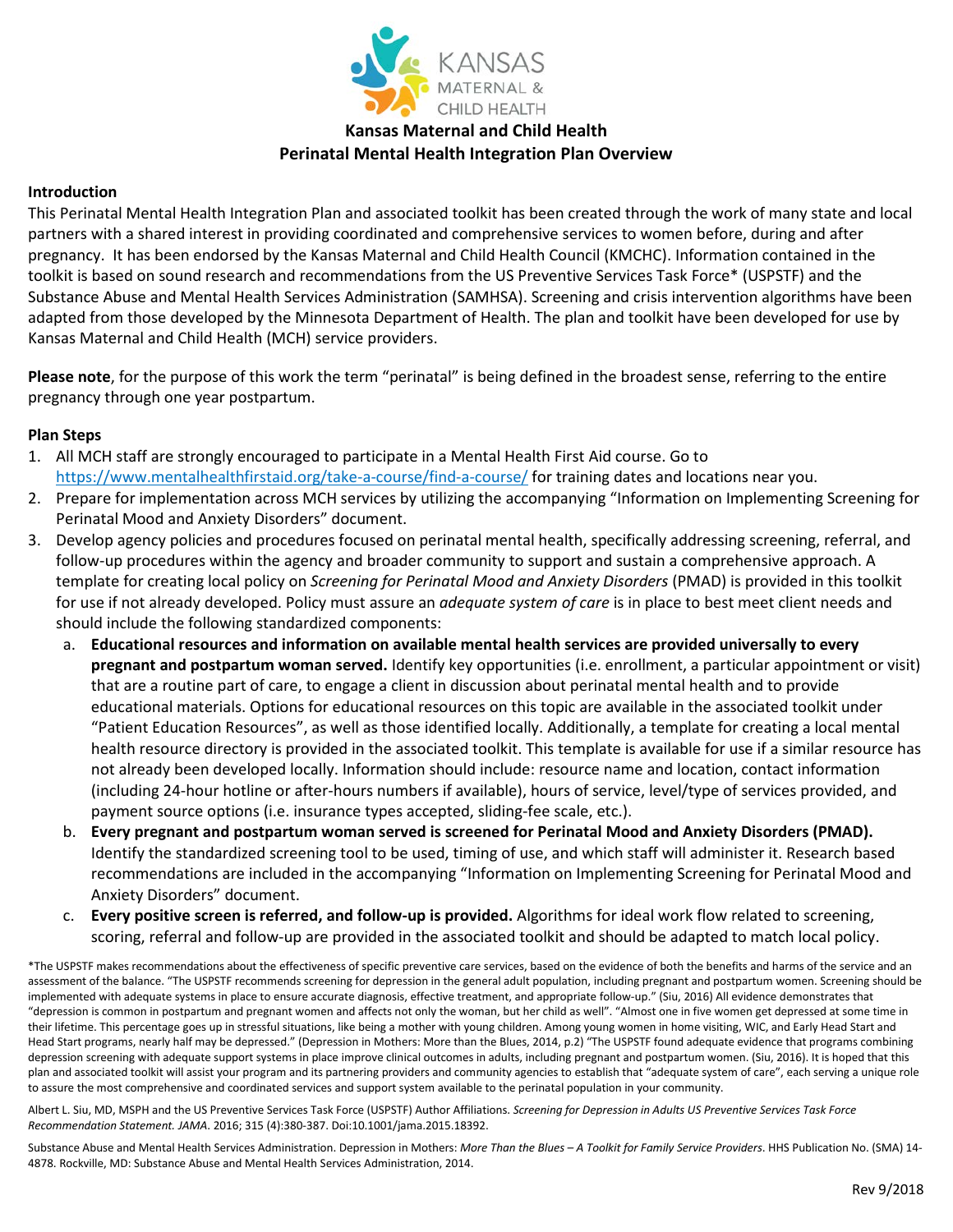# Kansas Maternal and Child Health
## Perinatal Mental Health Integration Plan Overview

**Introduction**

This Perinatal Mental Health Integration Plan and associated toolkit has been created through the work of many state and local partners with a shared interest in providing coordinated and comprehensive services to women before, during and after pregnancy. It has been endorsed by the Kansas Maternal and Child Health Council (KMCHC). Information contained in the toolkit is based on sound research and recommendations from the US Preventive Services Task Force* (USPSTF) and the Substance Abuse and Mental Health Services Administration (SAMHSA). Screening and crisis intervention algorithms have been adapted from those developed by the Minnesota Department of Health. The plan and toolkit have been developed for use by Kansas Maternal and Child Health (MCH) service providers.

**Please note**, for the purpose of this work the term "perinatal" is being defined in the broadest sense, referring to the entire pregnancy through one year postpartum.

**Plan Steps**

1. All MCH staff are strongly encouraged to participate in a Mental Health First Aid course. Go to https://www.mentalhealthfirstaid.org/take-a-course/find-a-course/ for training dates and locations near you.
2. Prepare for implementation across MCH services by utilizing the accompanying "Information on Implementing Screening for Perinatal Mood and Anxiety Disorders" document.
3. Develop agency policies and procedures focused on perinatal mental health, specifically addressing screening, referral, and follow-up procedures within the agency and broader community to support and sustain a comprehensive approach. A template for creating local policy on *Screening for Perinatal Mood and Anxiety Disorders* (PMAD) is provided in this toolkit for use if not already developed. Policy must assure an *adequate system of care* is in place to best meet client needs and should include the following standardized components:
   a. **Educational resources and information on available mental health services are provided universally to every pregnant and postpartum woman served.** Identify key opportunities (i.e. enrollment, a particular appointment or visit) that are a routine part of care, to engage a client in discussion about perinatal mental health and to provide educational materials. Options for educational resources on this topic are available in the associated toolkit under "Patient Education Resources", as well as those identified locally. Additionally, a template for creating a local mental health resource directory is provided in the associated toolkit. This template is available for use if a similar resource has not already been developed locally. Information should include: resource name and location, contact information (including 24-hour hotline or after-hours numbers if available), hours of service, level/type of services provided, and payment source options (i.e. insurance types accepted, sliding-fee scale, etc.).
   b. **Every pregnant and postpartum woman served is screened for Perinatal Mood and Anxiety Disorders (PMAD).** Identify the standardized screening tool to be used, timing of use, and which staff will administer it. Research based recommendations are included in the accompanying "Information on Implementing Screening for Perinatal Mood and Anxiety Disorders" document.
   c. **Every positive screen is referred, and follow-up is provided.** Algorithms for ideal work flow related to screening, scoring, referral and follow-up are provided in the associated toolkit and should be adapted to match local policy.

*The USPSTF makes recommendations about the effectiveness of specific preventive care services, based on the evidence of both the benefits and harms of the service and an assessment of the balance. "The USPSTF recommends screening for depression in the general adult population, including pregnant and postpartum women. Screening should be implemented with adequate systems in place to ensure accurate diagnosis, effective treatment, and appropriate follow-up." (Siu, 2016) All evidence demonstrates that "depression is common in postpartum and pregnant women and affects not only the woman, but her child as well". "Almost one in five women get depressed at some time in their lifetime. This percentage goes up in stressful situations, like being a mother with young children. Among young women in home visiting, WIC, and Early Head Start and Head Start programs, nearly half may be depressed." (Depression in Mothers: More than the Blues, 2014, p.2) "The USPSTF found adequate evidence that programs combining depression screening with adequate support systems in place improve clinical outcomes in adults, including pregnant and postpartum women. (Siu, 2016). It is hoped that this plan and associated toolkit will assist your program and its partnering providers and community agencies to establish that "adequate system of care", each serving a unique role to assure the most comprehensive and coordinated services and support system available to the perinatal population in your community.

Albert L. Siu, MD, MSPH and the US Preventive Services Task Force (USPSTF) Author Affiliations. *Screening for Depression in Adults US Preventive Services Task Force Recommendation Statement. JAMA*. 2016; 315 (4):380-387. Doi:10.1001/jama.2015.18392.

Substance Abuse and Mental Health Services Administration. Depression in Mothers: *More Than the Blues – A Toolkit for Family Service Providers*. HHS Publication No. (SMA) 14-4878. Rockville, MD: Substance Abuse and Mental Health Services Administration, 2014.

Rev 9/2018